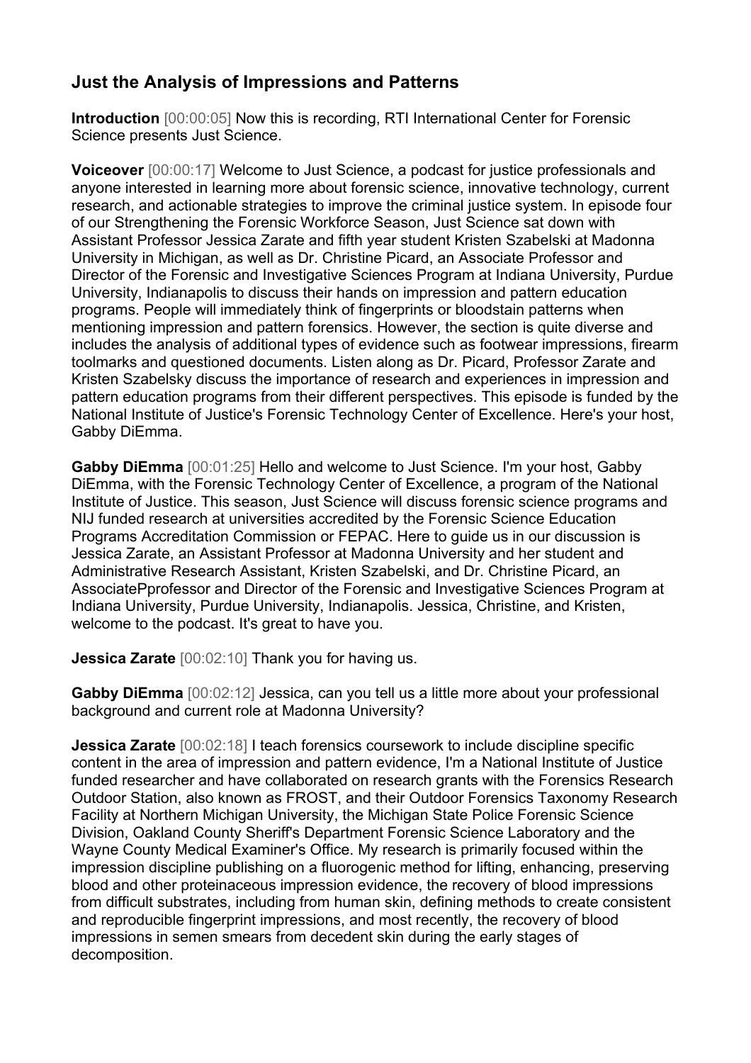## Just the Analysis of Impressions and Patterns

**Introduction** [00:00:05] Now this is recording, RTI International Center for Forensic Science presents Just Science.

**Voiceover** [00:00:17] Welcome to Just Science, a podcast for justice professionals and anyone interested in learning more about forensic science, innovative technology, current research, and actionable strategies to improve the criminal justice system. In episode four of our Strengthening the Forensic Workforce Season, Just Science sat down with Assistant Professor Jessica Zarate and fifth year student Kristen Szabelski at Madonna University in Michigan, as well as Dr. Christine Picard, an Associate Professor and Director of the Forensic and Investigative Sciences Program at Indiana University, Purdue University, Indianapolis to discuss their hands on impression and pattern education programs. People will immediately think of fingerprints or bloodstain patterns when mentioning impression and pattern forensics. However, the section is quite diverse and includes the analysis of additional types of evidence such as footwear impressions, firearm toolmarks and questioned documents. Listen along as Dr. Picard, Professor Zarate and Kristen Szabelsky discuss the importance of research and experiences in impression and pattern education programs from their different perspectives. This episode is funded by the National Institute of Justice's Forensic Technology Center of Excellence. Here's your host, Gabby DiEmma.

**Gabby DiEmma** [00:01:25] Hello and welcome to Just Science. I'm your host, Gabby DiEmma, with the Forensic Technology Center of Excellence, a program of the National Institute of Justice. This season, Just Science will discuss forensic science programs and NIJ funded research at universities accredited by the Forensic Science Education Programs Accreditation Commission or FEPAC. Here to guide us in our discussion is Jessica Zarate, an Assistant Professor at Madonna University and her student and Administrative Research Assistant, Kristen Szabelski, and Dr. Christine Picard, an AssociatePprofessor and Director of the Forensic and Investigative Sciences Program at Indiana University, Purdue University, Indianapolis. Jessica, Christine, and Kristen, welcome to the podcast. It's great to have you.

**Jessica Zarate** [00:02:10] Thank you for having us.

**Gabby DiEmma** [00:02:12] Jessica, can you tell us a little more about your professional background and current role at Madonna University?

**Jessica Zarate** [00:02:18] I teach forensics coursework to include discipline specific content in the area of impression and pattern evidence, I'm a National Institute of Justice funded researcher and have collaborated on research grants with the Forensics Research Outdoor Station, also known as FROST, and their Outdoor Forensics Taxonomy Research Facility at Northern Michigan University, the Michigan State Police Forensic Science Division, Oakland County Sheriff's Department Forensic Science Laboratory and the Wayne County Medical Examiner's Office. My research is primarily focused within the impression discipline publishing on a fluorogenic method for lifting, enhancing, preserving blood and other proteinaceous impression evidence, the recovery of blood impressions from difficult substrates, including from human skin, defining methods to create consistent and reproducible fingerprint impressions, and most recently, the recovery of blood impressions in semen smears from decedent skin during the early stages of decomposition.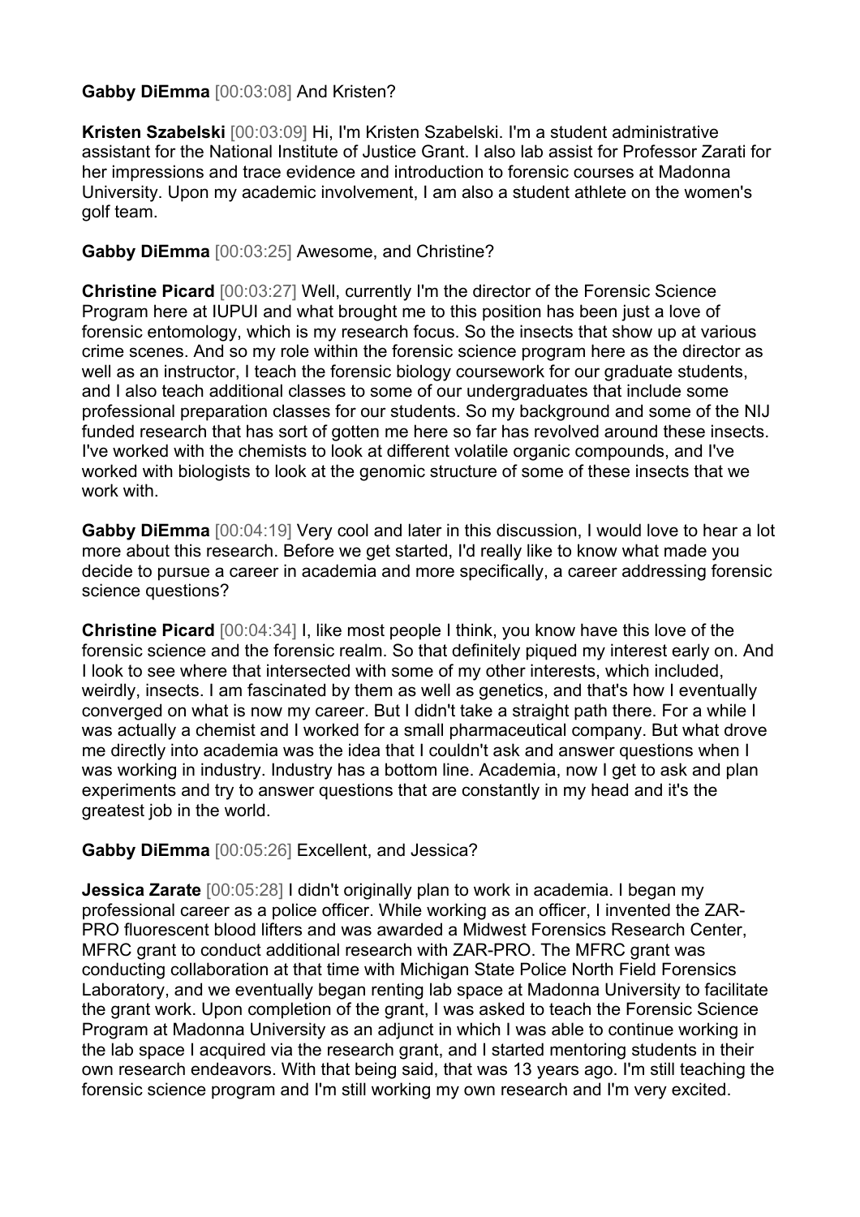**Gabby DiEmma** [00:03:08] And Kristen?

**Kristen Szabelski** [00:03:09] Hi, I'm Kristen Szabelski. I'm a student administrative assistant for the National Institute of Justice Grant. I also lab assist for Professor Zarati for her impressions and trace evidence and introduction to forensic courses at Madonna University. Upon my academic involvement, I am also a student athlete on the women's golf team.

**Gabby DiEmma** [00:03:25] Awesome, and Christine?

**Christine Picard** [00:03:27] Well, currently I'm the director of the Forensic Science Program here at IUPUI and what brought me to this position has been just a love of forensic entomology, which is my research focus. So the insects that show up at various crime scenes. And so my role within the forensic science program here as the director as well as an instructor, I teach the forensic biology coursework for our graduate students, and I also teach additional classes to some of our undergraduates that include some professional preparation classes for our students. So my background and some of the NIJ funded research that has sort of gotten me here so far has revolved around these insects. I've worked with the chemists to look at different volatile organic compounds, and I've worked with biologists to look at the genomic structure of some of these insects that we work with.

**Gabby DiEmma** [00:04:19] Very cool and later in this discussion, I would love to hear a lot more about this research. Before we get started, I'd really like to know what made you decide to pursue a career in academia and more specifically, a career addressing forensic science questions?

**Christine Picard** [00:04:34] I, like most people I think, you know have this love of the forensic science and the forensic realm. So that definitely piqued my interest early on. And I look to see where that intersected with some of my other interests, which included, weirdly, insects. I am fascinated by them as well as genetics, and that's how I eventually converged on what is now my career. But I didn't take a straight path there. For a while I was actually a chemist and I worked for a small pharmaceutical company. But what drove me directly into academia was the idea that I couldn't ask and answer questions when I was working in industry. Industry has a bottom line. Academia, now I get to ask and plan experiments and try to answer questions that are constantly in my head and it's the greatest job in the world.

**Gabby DiEmma** [00:05:26] Excellent, and Jessica?

**Jessica Zarate** [00:05:28] I didn't originally plan to work in academia. I began my professional career as a police officer. While working as an officer, I invented the ZAR-PRO fluorescent blood lifters and was awarded a Midwest Forensics Research Center, MFRC grant to conduct additional research with ZAR-PRO. The MFRC grant was conducting collaboration at that time with Michigan State Police North Field Forensics Laboratory, and we eventually began renting lab space at Madonna University to facilitate the grant work. Upon completion of the grant, I was asked to teach the Forensic Science Program at Madonna University as an adjunct in which I was able to continue working in the lab space I acquired via the research grant, and I started mentoring students in their own research endeavors. With that being said, that was 13 years ago. I'm still teaching the forensic science program and I'm still working my own research and I'm very excited.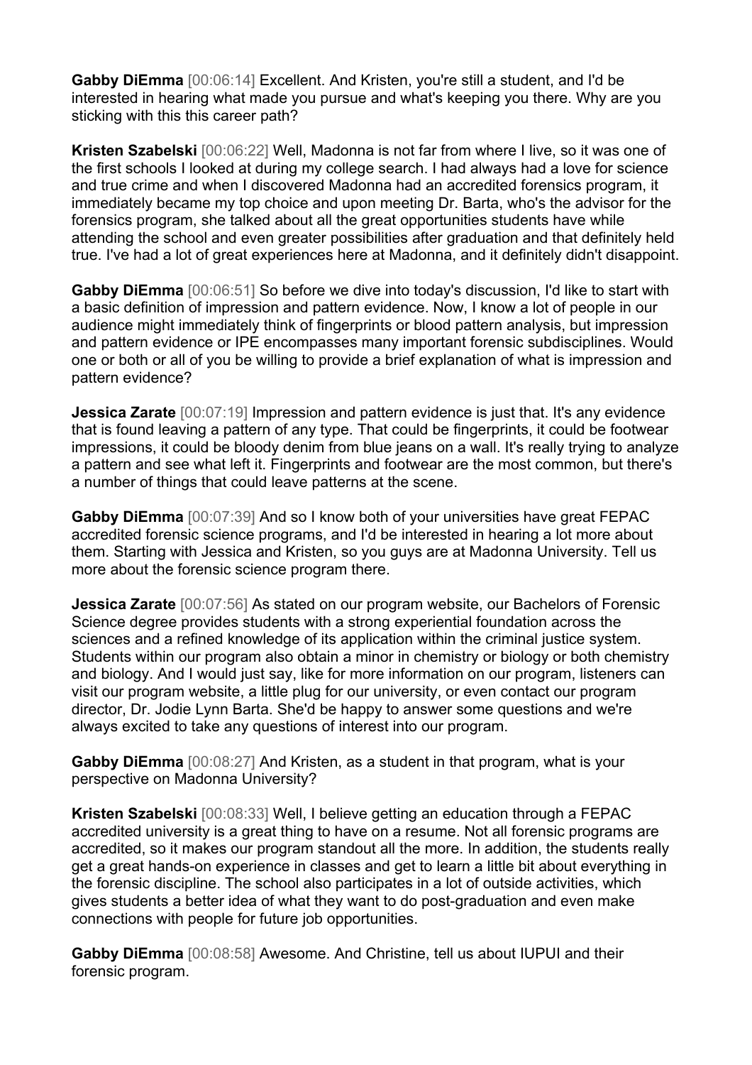**Gabby DiEmma** [00:06:14] Excellent. And Kristen, you're still a student, and I'd be interested in hearing what made you pursue and what's keeping you there. Why are you sticking with this this career path?

**Kristen Szabelski** [00:06:22] Well, Madonna is not far from where I live, so it was one of the first schools I looked at during my college search. I had always had a love for science and true crime and when I discovered Madonna had an accredited forensics program, it immediately became my top choice and upon meeting Dr. Barta, who's the advisor for the forensics program, she talked about all the great opportunities students have while attending the school and even greater possibilities after graduation and that definitely held true. I've had a lot of great experiences here at Madonna, and it definitely didn't disappoint.

**Gabby DiEmma** [00:06:51] So before we dive into today's discussion, I'd like to start with a basic definition of impression and pattern evidence. Now, I know a lot of people in our audience might immediately think of fingerprints or blood pattern analysis, but impression and pattern evidence or IPE encompasses many important forensic subdisciplines. Would one or both or all of you be willing to provide a brief explanation of what is impression and pattern evidence?

**Jessica Zarate** [00:07:19] Impression and pattern evidence is just that. It's any evidence that is found leaving a pattern of any type. That could be fingerprints, it could be footwear impressions, it could be bloody denim from blue jeans on a wall. It's really trying to analyze a pattern and see what left it. Fingerprints and footwear are the most common, but there's a number of things that could leave patterns at the scene.

**Gabby DiEmma** [00:07:39] And so I know both of your universities have great FEPAC accredited forensic science programs, and I'd be interested in hearing a lot more about them. Starting with Jessica and Kristen, so you guys are at Madonna University. Tell us more about the forensic science program there.

**Jessica Zarate** [00:07:56] As stated on our program website, our Bachelors of Forensic Science degree provides students with a strong experiential foundation across the sciences and a refined knowledge of its application within the criminal justice system. Students within our program also obtain a minor in chemistry or biology or both chemistry and biology. And I would just say, like for more information on our program, listeners can visit our program website, a little plug for our university, or even contact our program director, Dr. Jodie Lynn Barta. She'd be happy to answer some questions and we're always excited to take any questions of interest into our program.

**Gabby DiEmma** [00:08:27] And Kristen, as a student in that program, what is your perspective on Madonna University?

**Kristen Szabelski** [00:08:33] Well, I believe getting an education through a FEPAC accredited university is a great thing to have on a resume. Not all forensic programs are accredited, so it makes our program standout all the more. In addition, the students really get a great hands-on experience in classes and get to learn a little bit about everything in the forensic discipline. The school also participates in a lot of outside activities, which gives students a better idea of what they want to do post-graduation and even make connections with people for future job opportunities.

**Gabby DiEmma** [00:08:58] Awesome. And Christine, tell us about IUPUI and their forensic program.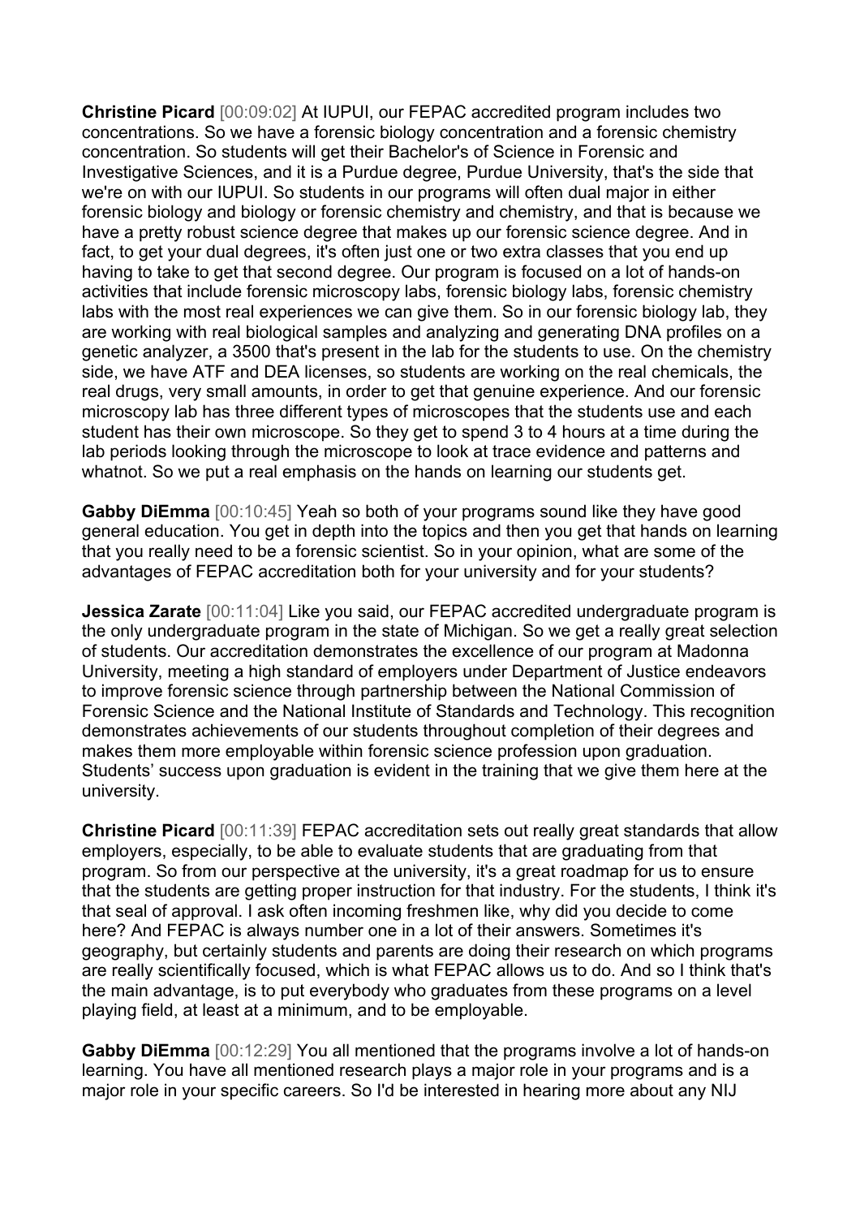**Christine Picard** [00:09:02] At IUPUI, our FEPAC accredited program includes two concentrations. So we have a forensic biology concentration and a forensic chemistry concentration. So students will get their Bachelor's of Science in Forensic and Investigative Sciences, and it is a Purdue degree, Purdue University, that's the side that we're on with our IUPUI. So students in our programs will often dual major in either forensic biology and biology or forensic chemistry and chemistry, and that is because we have a pretty robust science degree that makes up our forensic science degree. And in fact, to get your dual degrees, it's often just one or two extra classes that you end up having to take to get that second degree. Our program is focused on a lot of hands-on activities that include forensic microscopy labs, forensic biology labs, forensic chemistry labs with the most real experiences we can give them. So in our forensic biology lab, they are working with real biological samples and analyzing and generating DNA profiles on a genetic analyzer, a 3500 that's present in the lab for the students to use. On the chemistry side, we have ATF and DEA licenses, so students are working on the real chemicals, the real drugs, very small amounts, in order to get that genuine experience. And our forensic microscopy lab has three different types of microscopes that the students use and each student has their own microscope. So they get to spend 3 to 4 hours at a time during the lab periods looking through the microscope to look at trace evidence and patterns and whatnot. So we put a real emphasis on the hands on learning our students get.

**Gabby DiEmma** [00:10:45] Yeah so both of your programs sound like they have good general education. You get in depth into the topics and then you get that hands on learning that you really need to be a forensic scientist. So in your opinion, what are some of the advantages of FEPAC accreditation both for your university and for your students?

**Jessica Zarate** [00:11:04] Like you said, our FEPAC accredited undergraduate program is the only undergraduate program in the state of Michigan. So we get a really great selection of students. Our accreditation demonstrates the excellence of our program at Madonna University, meeting a high standard of employers under Department of Justice endeavors to improve forensic science through partnership between the National Commission of Forensic Science and the National Institute of Standards and Technology. This recognition demonstrates achievements of our students throughout completion of their degrees and makes them more employable within forensic science profession upon graduation. Students' success upon graduation is evident in the training that we give them here at the university.

**Christine Picard** [00:11:39] FEPAC accreditation sets out really great standards that allow employers, especially, to be able to evaluate students that are graduating from that program. So from our perspective at the university, it's a great roadmap for us to ensure that the students are getting proper instruction for that industry. For the students, I think it's that seal of approval. I ask often incoming freshmen like, why did you decide to come here? And FEPAC is always number one in a lot of their answers. Sometimes it's geography, but certainly students and parents are doing their research on which programs are really scientifically focused, which is what FEPAC allows us to do. And so I think that's the main advantage, is to put everybody who graduates from these programs on a level playing field, at least at a minimum, and to be employable.

**Gabby DiEmma** [00:12:29] You all mentioned that the programs involve a lot of hands-on learning. You have all mentioned research plays a major role in your programs and is a major role in your specific careers. So I'd be interested in hearing more about any NIJ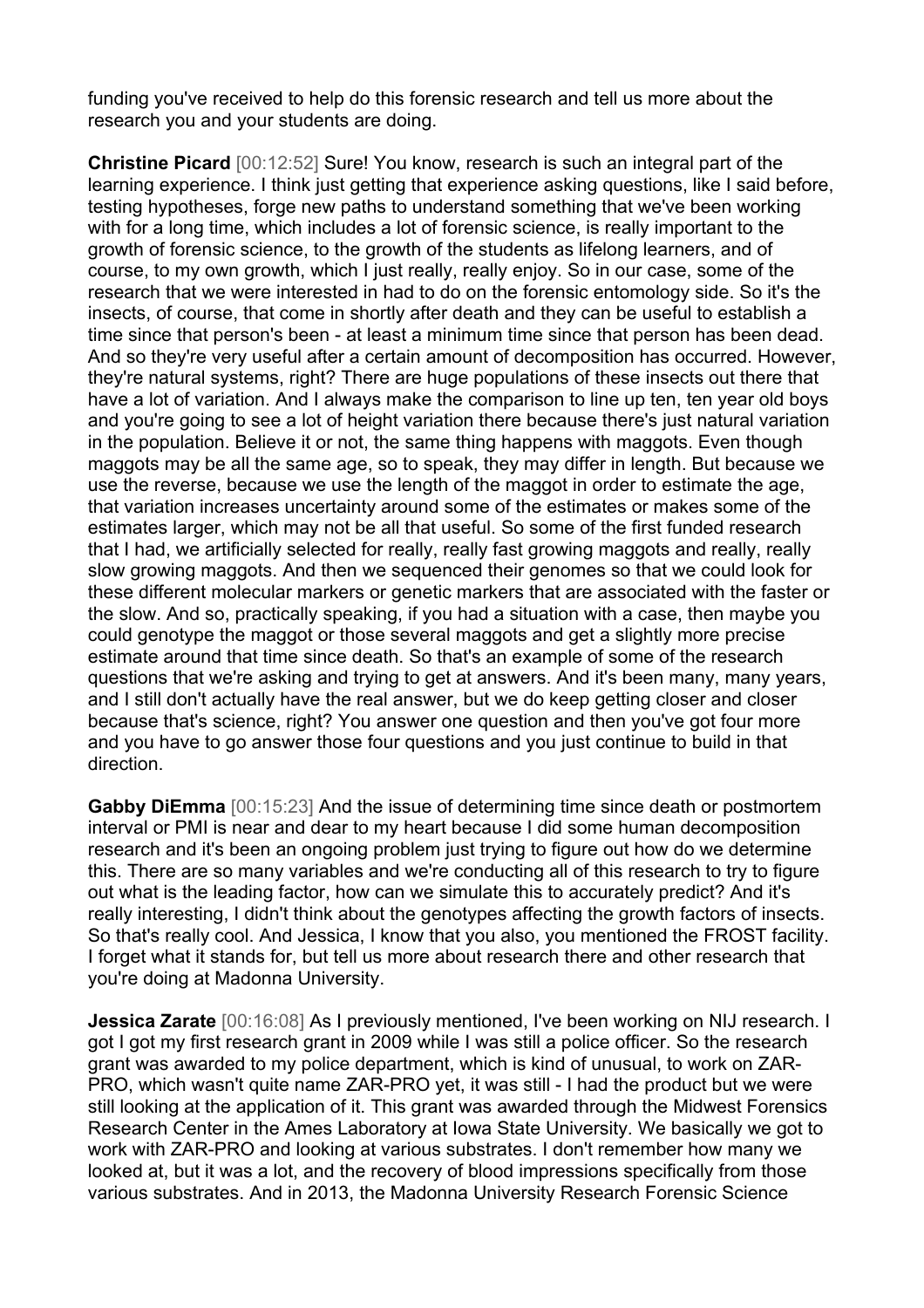funding you've received to help do this forensic research and tell us more about the research you and your students are doing.

**Christine Picard** [00:12:52] Sure! You know, research is such an integral part of the learning experience. I think just getting that experience asking questions, like I said before, testing hypotheses, forge new paths to understand something that we've been working with for a long time, which includes a lot of forensic science, is really important to the growth of forensic science, to the growth of the students as lifelong learners, and of course, to my own growth, which I just really, really enjoy. So in our case, some of the research that we were interested in had to do on the forensic entomology side. So it's the insects, of course, that come in shortly after death and they can be useful to establish a time since that person's been - at least a minimum time since that person has been dead. And so they're very useful after a certain amount of decomposition has occurred. However, they're natural systems, right? There are huge populations of these insects out there that have a lot of variation. And I always make the comparison to line up ten, ten year old boys and you're going to see a lot of height variation there because there's just natural variation in the population. Believe it or not, the same thing happens with maggots. Even though maggots may be all the same age, so to speak, they may differ in length. But because we use the reverse, because we use the length of the maggot in order to estimate the age, that variation increases uncertainty around some of the estimates or makes some of the estimates larger, which may not be all that useful. So some of the first funded research that I had, we artificially selected for really, really fast growing maggots and really, really slow growing maggots. And then we sequenced their genomes so that we could look for these different molecular markers or genetic markers that are associated with the faster or the slow. And so, practically speaking, if you had a situation with a case, then maybe you could genotype the maggot or those several maggots and get a slightly more precise estimate around that time since death. So that's an example of some of the research questions that we're asking and trying to get at answers. And it's been many, many years, and I still don't actually have the real answer, but we do keep getting closer and closer because that's science, right? You answer one question and then you've got four more and you have to go answer those four questions and you just continue to build in that direction.

**Gabby DiEmma** [00:15:23] And the issue of determining time since death or postmortem interval or PMI is near and dear to my heart because I did some human decomposition research and it's been an ongoing problem just trying to figure out how do we determine this. There are so many variables and we're conducting all of this research to try to figure out what is the leading factor, how can we simulate this to accurately predict? And it's really interesting, I didn't think about the genotypes affecting the growth factors of insects. So that's really cool. And Jessica, I know that you also, you mentioned the FROST facility. I forget what it stands for, but tell us more about research there and other research that you're doing at Madonna University.

**Jessica Zarate** [00:16:08] As I previously mentioned, I've been working on NIJ research. I got I got my first research grant in 2009 while I was still a police officer. So the research grant was awarded to my police department, which is kind of unusual, to work on ZAR-PRO, which wasn't quite name ZAR-PRO yet, it was still - I had the product but we were still looking at the application of it. This grant was awarded through the Midwest Forensics Research Center in the Ames Laboratory at Iowa State University. We basically we got to work with ZAR-PRO and looking at various substrates. I don't remember how many we looked at, but it was a lot, and the recovery of blood impressions specifically from those various substrates. And in 2013, the Madonna University Research Forensic Science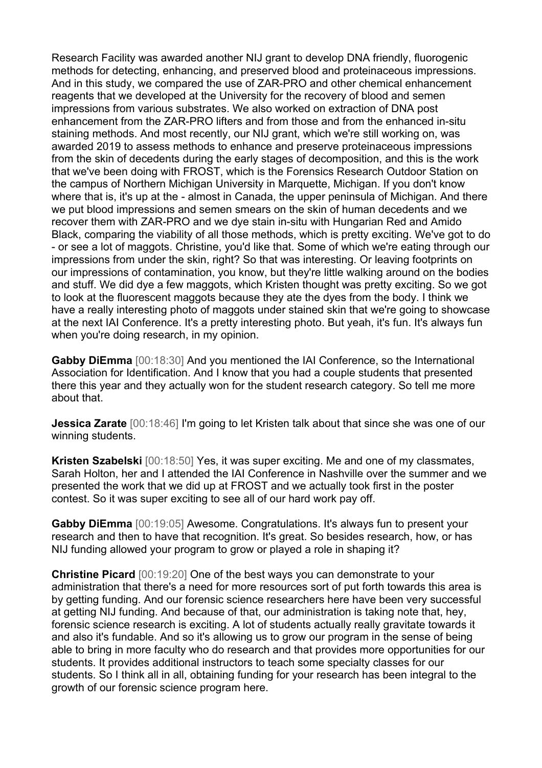Research Facility was awarded another NIJ grant to develop DNA friendly, fluorogenic methods for detecting, enhancing, and preserved blood and proteinaceous impressions. And in this study, we compared the use of ZAR-PRO and other chemical enhancement reagents that we developed at the University for the recovery of blood and semen impressions from various substrates. We also worked on extraction of DNA post enhancement from the ZAR-PRO lifters and from those and from the enhanced in-situ staining methods. And most recently, our NIJ grant, which we're still working on, was awarded 2019 to assess methods to enhance and preserve proteinaceous impressions from the skin of decedents during the early stages of decomposition, and this is the work that we've been doing with FROST, which is the Forensics Research Outdoor Station on the campus of Northern Michigan University in Marquette, Michigan. If you don't know where that is, it's up at the - almost in Canada, the upper peninsula of Michigan. And there we put blood impressions and semen smears on the skin of human decedents and we recover them with ZAR-PRO and we dye stain in-situ with Hungarian Red and Amido Black, comparing the viability of all those methods, which is pretty exciting. We've got to do - or see a lot of maggots. Christine, you'd like that. Some of which we're eating through our impressions from under the skin, right? So that was interesting. Or leaving footprints on our impressions of contamination, you know, but they're little walking around on the bodies and stuff. We did dye a few maggots, which Kristen thought was pretty exciting. So we got to look at the fluorescent maggots because they ate the dyes from the body. I think we have a really interesting photo of maggots under stained skin that we're going to showcase at the next IAI Conference. It's a pretty interesting photo. But yeah, it's fun. It's always fun when you're doing research, in my opinion.

**Gabby DiEmma** [00:18:30] And you mentioned the IAI Conference, so the International Association for Identification. And I know that you had a couple students that presented there this year and they actually won for the student research category. So tell me more about that.

**Jessica Zarate** [00:18:46] I'm going to let Kristen talk about that since she was one of our winning students.

**Kristen Szabelski** [00:18:50] Yes, it was super exciting. Me and one of my classmates, Sarah Holton, her and I attended the IAI Conference in Nashville over the summer and we presented the work that we did up at FROST and we actually took first in the poster contest. So it was super exciting to see all of our hard work pay off.

**Gabby DiEmma** [00:19:05] Awesome. Congratulations. It's always fun to present your research and then to have that recognition. It's great. So besides research, how, or has NIJ funding allowed your program to grow or played a role in shaping it?

**Christine Picard** [00:19:20] One of the best ways you can demonstrate to your administration that there's a need for more resources sort of put forth towards this area is by getting funding. And our forensic science researchers here have been very successful at getting NIJ funding. And because of that, our administration is taking note that, hey, forensic science research is exciting. A lot of students actually really gravitate towards it and also it's fundable. And so it's allowing us to grow our program in the sense of being able to bring in more faculty who do research and that provides more opportunities for our students. It provides additional instructors to teach some specialty classes for our students. So I think all in all, obtaining funding for your research has been integral to the growth of our forensic science program here.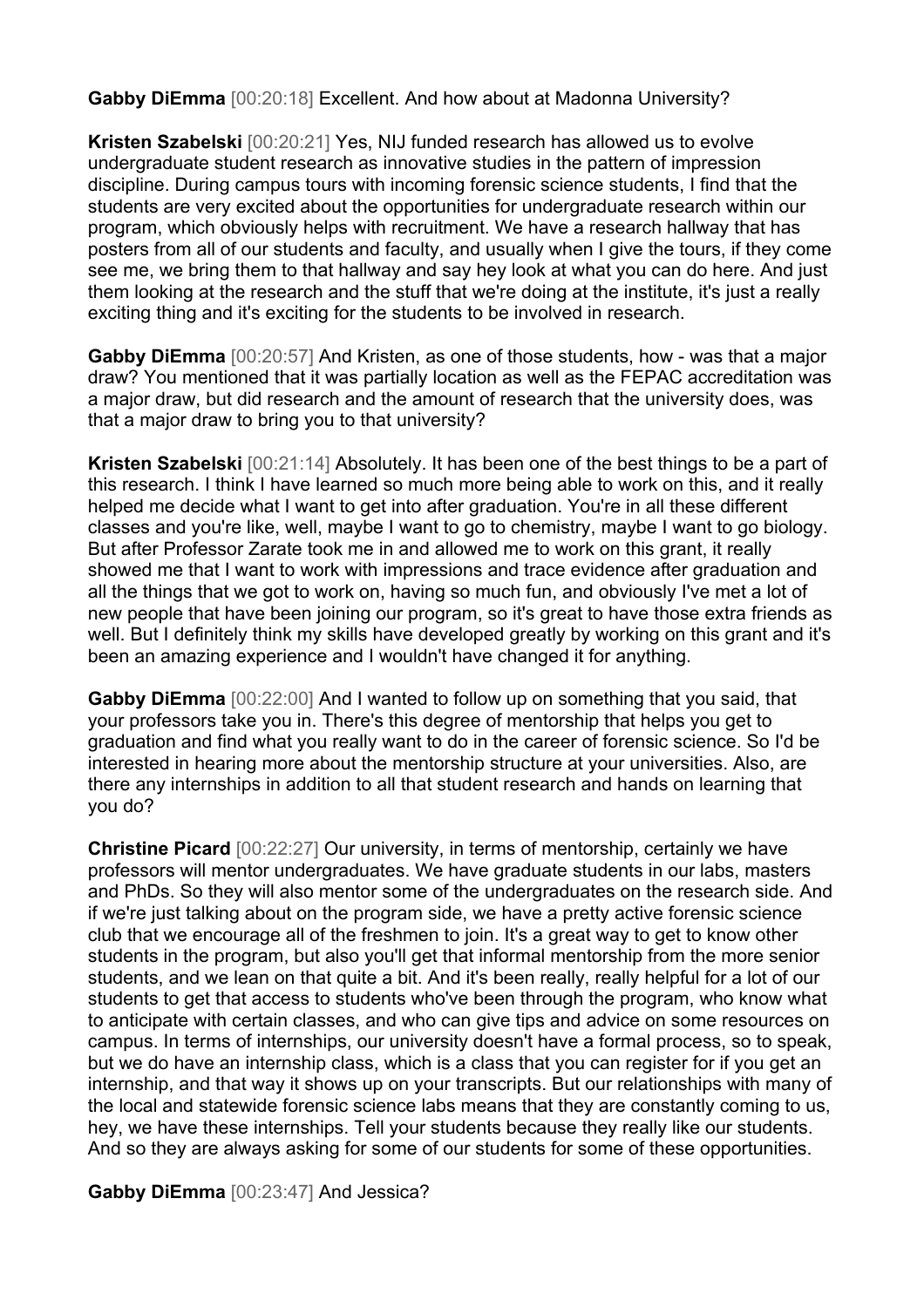**Gabby DiEmma** [00:20:18] Excellent. And how about at Madonna University?

**Kristen Szabelski** [00:20:21] Yes, NIJ funded research has allowed us to evolve undergraduate student research as innovative studies in the pattern of impression discipline. During campus tours with incoming forensic science students, I find that the students are very excited about the opportunities for undergraduate research within our program, which obviously helps with recruitment. We have a research hallway that has posters from all of our students and faculty, and usually when I give the tours, if they come see me, we bring them to that hallway and say hey look at what you can do here. And just them looking at the research and the stuff that we're doing at the institute, it's just a really exciting thing and it's exciting for the students to be involved in research.

**Gabby DiEmma** [00:20:57] And Kristen, as one of those students, how - was that a major draw? You mentioned that it was partially location as well as the FEPAC accreditation was a major draw, but did research and the amount of research that the university does, was that a major draw to bring you to that university?

**Kristen Szabelski** [00:21:14] Absolutely. It has been one of the best things to be a part of this research. I think I have learned so much more being able to work on this, and it really helped me decide what I want to get into after graduation. You're in all these different classes and you're like, well, maybe I want to go to chemistry, maybe I want to go biology. But after Professor Zarate took me in and allowed me to work on this grant, it really showed me that I want to work with impressions and trace evidence after graduation and all the things that we got to work on, having so much fun, and obviously I've met a lot of new people that have been joining our program, so it's great to have those extra friends as well. But I definitely think my skills have developed greatly by working on this grant and it's been an amazing experience and I wouldn't have changed it for anything.

**Gabby DiEmma** [00:22:00] And I wanted to follow up on something that you said, that your professors take you in. There's this degree of mentorship that helps you get to graduation and find what you really want to do in the career of forensic science. So I'd be interested in hearing more about the mentorship structure at your universities. Also, are there any internships in addition to all that student research and hands on learning that you do?

**Christine Picard** [00:22:27] Our university, in terms of mentorship, certainly we have professors will mentor undergraduates. We have graduate students in our labs, masters and PhDs. So they will also mentor some of the undergraduates on the research side. And if we're just talking about on the program side, we have a pretty active forensic science club that we encourage all of the freshmen to join. It's a great way to get to know other students in the program, but also you'll get that informal mentorship from the more senior students, and we lean on that quite a bit. And it's been really, really helpful for a lot of our students to get that access to students who've been through the program, who know what to anticipate with certain classes, and who can give tips and advice on some resources on campus. In terms of internships, our university doesn't have a formal process, so to speak, but we do have an internship class, which is a class that you can register for if you get an internship, and that way it shows up on your transcripts. But our relationships with many of the local and statewide forensic science labs means that they are constantly coming to us, hey, we have these internships. Tell your students because they really like our students. And so they are always asking for some of our students for some of these opportunities.

**Gabby DiEmma** [00:23:47] And Jessica?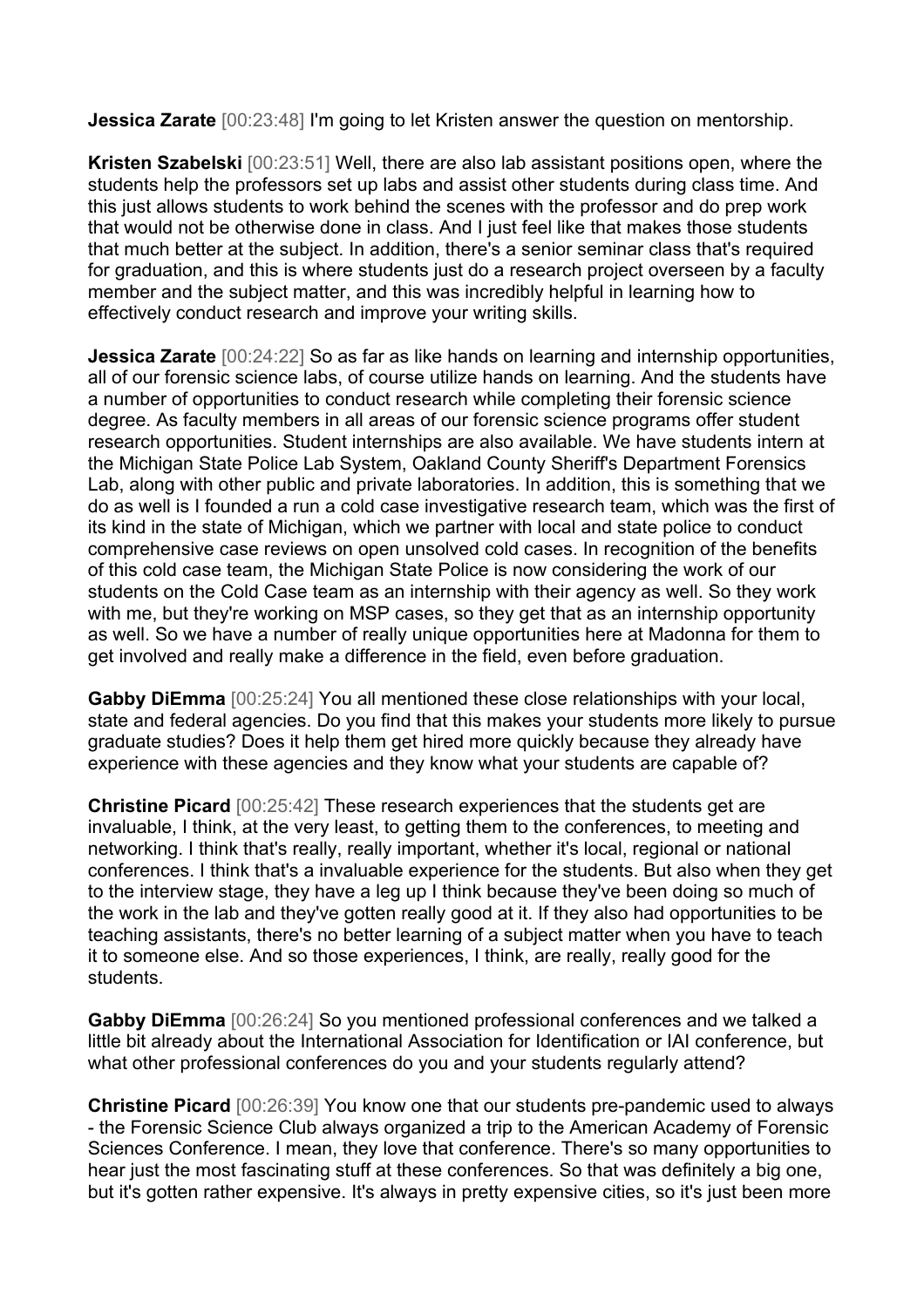**Jessica Zarate** [00:23:48] I'm going to let Kristen answer the question on mentorship.

**Kristen Szabelski** [00:23:51] Well, there are also lab assistant positions open, where the students help the professors set up labs and assist other students during class time. And this just allows students to work behind the scenes with the professor and do prep work that would not be otherwise done in class. And I just feel like that makes those students that much better at the subject. In addition, there's a senior seminar class that's required for graduation, and this is where students just do a research project overseen by a faculty member and the subject matter, and this was incredibly helpful in learning how to effectively conduct research and improve your writing skills.

**Jessica Zarate** [00:24:22] So as far as like hands on learning and internship opportunities, all of our forensic science labs, of course utilize hands on learning. And the students have a number of opportunities to conduct research while completing their forensic science degree. As faculty members in all areas of our forensic science programs offer student research opportunities. Student internships are also available. We have students intern at the Michigan State Police Lab System, Oakland County Sheriff's Department Forensics Lab, along with other public and private laboratories. In addition, this is something that we do as well is I founded a run a cold case investigative research team, which was the first of its kind in the state of Michigan, which we partner with local and state police to conduct comprehensive case reviews on open unsolved cold cases. In recognition of the benefits of this cold case team, the Michigan State Police is now considering the work of our students on the Cold Case team as an internship with their agency as well. So they work with me, but they're working on MSP cases, so they get that as an internship opportunity as well. So we have a number of really unique opportunities here at Madonna for them to get involved and really make a difference in the field, even before graduation.

**Gabby DiEmma** [00:25:24] You all mentioned these close relationships with your local, state and federal agencies. Do you find that this makes your students more likely to pursue graduate studies? Does it help them get hired more quickly because they already have experience with these agencies and they know what your students are capable of?

**Christine Picard** [00:25:42] These research experiences that the students get are invaluable, I think, at the very least, to getting them to the conferences, to meeting and networking. I think that's really, really important, whether it's local, regional or national conferences. I think that's a invaluable experience for the students. But also when they get to the interview stage, they have a leg up I think because they've been doing so much of the work in the lab and they've gotten really good at it. If they also had opportunities to be teaching assistants, there's no better learning of a subject matter when you have to teach it to someone else. And so those experiences, I think, are really, really good for the students.

**Gabby DiEmma** [00:26:24] So you mentioned professional conferences and we talked a little bit already about the International Association for Identification or IAI conference, but what other professional conferences do you and your students regularly attend?

**Christine Picard** [00:26:39] You know one that our students pre-pandemic used to always - the Forensic Science Club always organized a trip to the American Academy of Forensic Sciences Conference. I mean, they love that conference. There's so many opportunities to hear just the most fascinating stuff at these conferences. So that was definitely a big one, but it's gotten rather expensive. It's always in pretty expensive cities, so it's just been more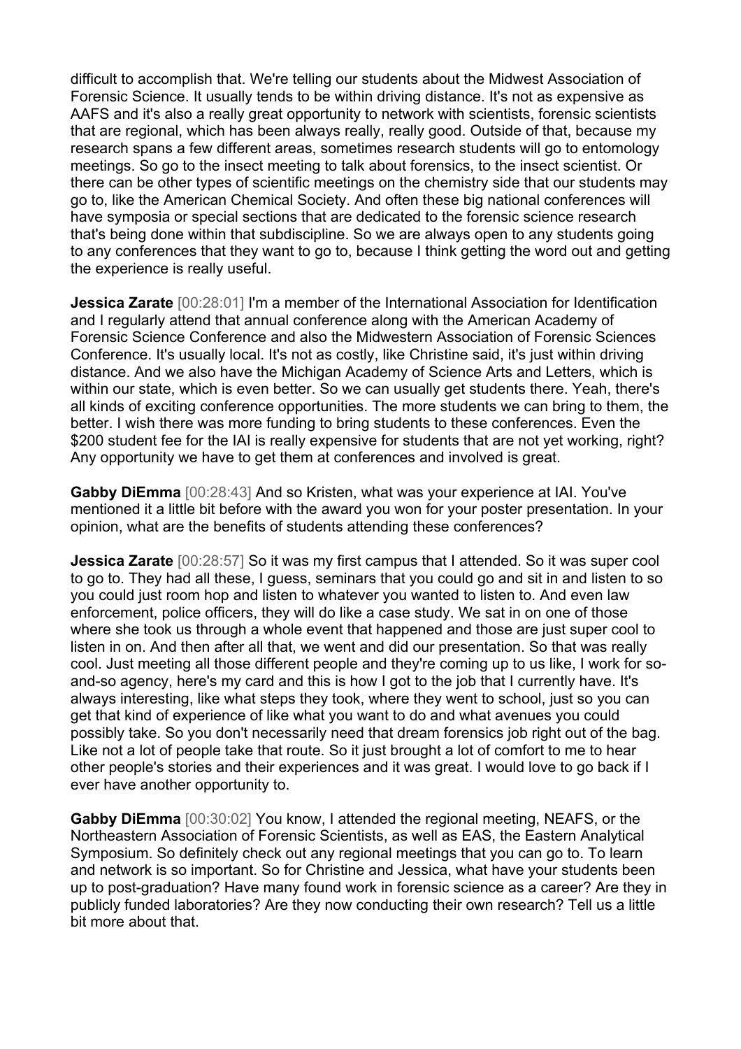difficult to accomplish that. We're telling our students about the Midwest Association of Forensic Science. It usually tends to be within driving distance. It's not as expensive as AAFS and it's also a really great opportunity to network with scientists, forensic scientists that are regional, which has been always really, really good. Outside of that, because my research spans a few different areas, sometimes research students will go to entomology meetings. So go to the insect meeting to talk about forensics, to the insect scientist. Or there can be other types of scientific meetings on the chemistry side that our students may go to, like the American Chemical Society. And often these big national conferences will have symposia or special sections that are dedicated to the forensic science research that's being done within that subdiscipline. So we are always open to any students going to any conferences that they want to go to, because I think getting the word out and getting the experience is really useful.

**Jessica Zarate** [00:28:01] I'm a member of the International Association for Identification and I regularly attend that annual conference along with the American Academy of Forensic Science Conference and also the Midwestern Association of Forensic Sciences Conference. It's usually local. It's not as costly, like Christine said, it's just within driving distance. And we also have the Michigan Academy of Science Arts and Letters, which is within our state, which is even better. So we can usually get students there. Yeah, there's all kinds of exciting conference opportunities. The more students we can bring to them, the better. I wish there was more funding to bring students to these conferences. Even the $200 student fee for the IAI is really expensive for students that are not yet working, right? Any opportunity we have to get them at conferences and involved is great.

**Gabby DiEmma** [00:28:43] And so Kristen, what was your experience at IAI. You've mentioned it a little bit before with the award you won for your poster presentation. In your opinion, what are the benefits of students attending these conferences?

**Jessica Zarate** [00:28:57] So it was my first campus that I attended. So it was super cool to go to. They had all these, I guess, seminars that you could go and sit in and listen to so you could just room hop and listen to whatever you wanted to listen to. And even law enforcement, police officers, they will do like a case study. We sat in on one of those where she took us through a whole event that happened and those are just super cool to listen in on. And then after all that, we went and did our presentation. So that was really cool. Just meeting all those different people and they're coming up to us like, I work for so-and-so agency, here's my card and this is how I got to the job that I currently have. It's always interesting, like what steps they took, where they went to school, just so you can get that kind of experience of like what you want to do and what avenues you could possibly take. So you don't necessarily need that dream forensics job right out of the bag. Like not a lot of people take that route. So it just brought a lot of comfort to me to hear other people's stories and their experiences and it was great. I would love to go back if I ever have another opportunity to.

**Gabby DiEmma** [00:30:02] You know, I attended the regional meeting, NEAFS, or the Northeastern Association of Forensic Scientists, as well as EAS, the Eastern Analytical Symposium. So definitely check out any regional meetings that you can go to. To learn and network is so important. So for Christine and Jessica, what have your students been up to post-graduation? Have many found work in forensic science as a career? Are they in publicly funded laboratories? Are they now conducting their own research? Tell us a little bit more about that.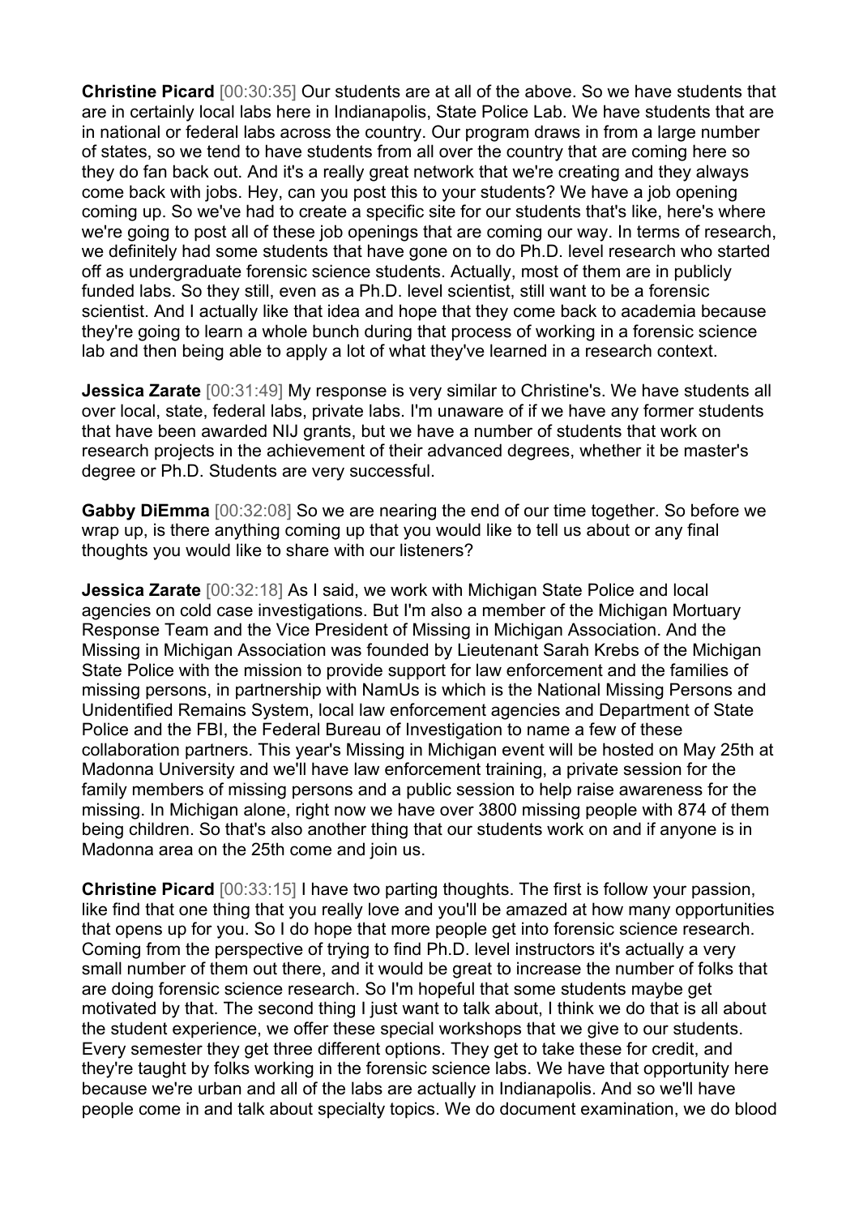**Christine Picard** [00:30:35] Our students are at all of the above. So we have students that are in certainly local labs here in Indianapolis, State Police Lab. We have students that are in national or federal labs across the country. Our program draws in from a large number of states, so we tend to have students from all over the country that are coming here so they do fan back out. And it's a really great network that we're creating and they always come back with jobs. Hey, can you post this to your students? We have a job opening coming up. So we've had to create a specific site for our students that's like, here's where we're going to post all of these job openings that are coming our way. In terms of research, we definitely had some students that have gone on to do Ph.D. level research who started off as undergraduate forensic science students. Actually, most of them are in publicly funded labs. So they still, even as a Ph.D. level scientist, still want to be a forensic scientist. And I actually like that idea and hope that they come back to academia because they're going to learn a whole bunch during that process of working in a forensic science lab and then being able to apply a lot of what they've learned in a research context.

**Jessica Zarate** [00:31:49] My response is very similar to Christine's. We have students all over local, state, federal labs, private labs. I'm unaware of if we have any former students that have been awarded NIJ grants, but we have a number of students that work on research projects in the achievement of their advanced degrees, whether it be master's degree or Ph.D. Students are very successful.

**Gabby DiEmma** [00:32:08] So we are nearing the end of our time together. So before we wrap up, is there anything coming up that you would like to tell us about or any final thoughts you would like to share with our listeners?

**Jessica Zarate** [00:32:18] As I said, we work with Michigan State Police and local agencies on cold case investigations. But I'm also a member of the Michigan Mortuary Response Team and the Vice President of Missing in Michigan Association. And the Missing in Michigan Association was founded by Lieutenant Sarah Krebs of the Michigan State Police with the mission to provide support for law enforcement and the families of missing persons, in partnership with NamUs is which is the National Missing Persons and Unidentified Remains System, local law enforcement agencies and Department of State Police and the FBI, the Federal Bureau of Investigation to name a few of these collaboration partners. This year's Missing in Michigan event will be hosted on May 25th at Madonna University and we'll have law enforcement training, a private session for the family members of missing persons and a public session to help raise awareness for the missing. In Michigan alone, right now we have over 3800 missing people with 874 of them being children. So that's also another thing that our students work on and if anyone is in Madonna area on the 25th come and join us.

**Christine Picard** [00:33:15] I have two parting thoughts. The first is follow your passion, like find that one thing that you really love and you'll be amazed at how many opportunities that opens up for you. So I do hope that more people get into forensic science research. Coming from the perspective of trying to find Ph.D. level instructors it's actually a very small number of them out there, and it would be great to increase the number of folks that are doing forensic science research. So I'm hopeful that some students maybe get motivated by that. The second thing I just want to talk about, I think we do that is all about the student experience, we offer these special workshops that we give to our students. Every semester they get three different options. They get to take these for credit, and they're taught by folks working in the forensic science labs. We have that opportunity here because we're urban and all of the labs are actually in Indianapolis. And so we'll have people come in and talk about specialty topics. We do document examination, we do blood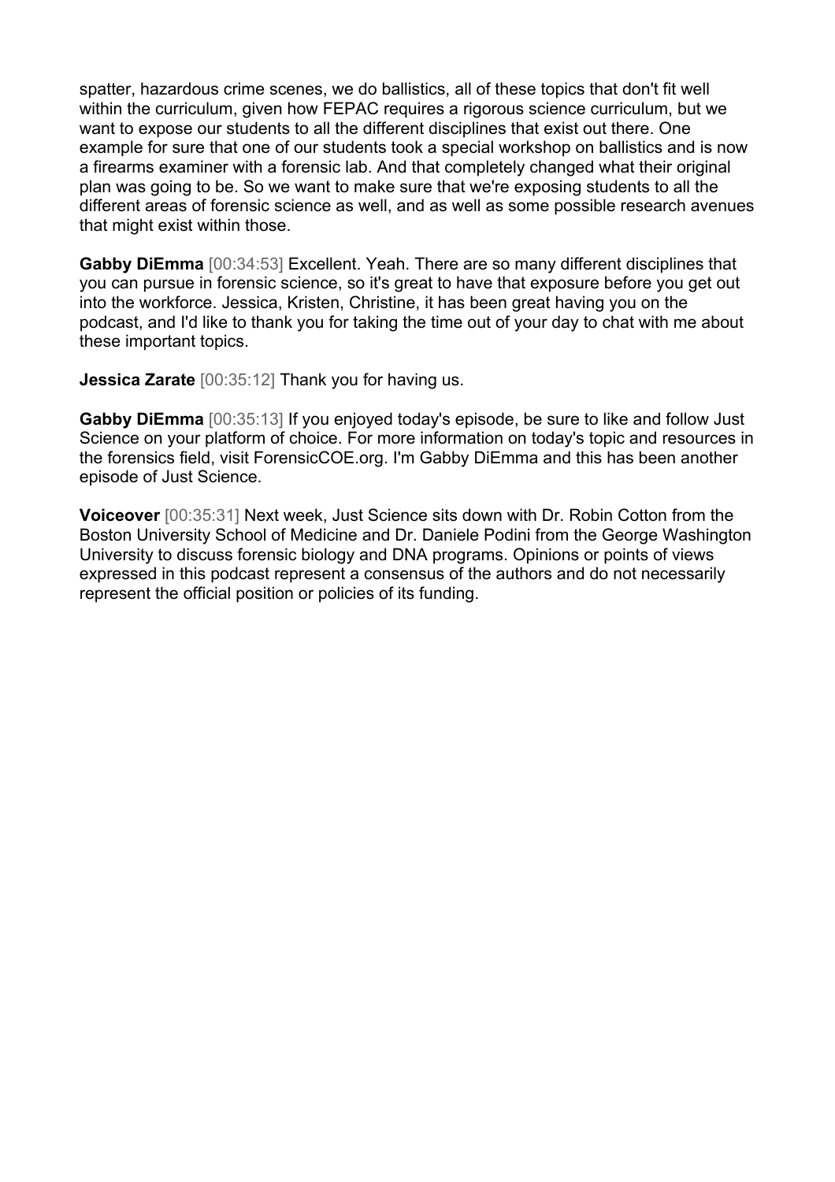spatter, hazardous crime scenes, we do ballistics, all of these topics that don't fit well within the curriculum, given how FEPAC requires a rigorous science curriculum, but we want to expose our students to all the different disciplines that exist out there. One example for sure that one of our students took a special workshop on ballistics and is now a firearms examiner with a forensic lab. And that completely changed what their original plan was going to be. So we want to make sure that we're exposing students to all the different areas of forensic science as well, and as well as some possible research avenues that might exist within those.

**Gabby DiEmma** [00:34:53] Excellent. Yeah. There are so many different disciplines that you can pursue in forensic science, so it's great to have that exposure before you get out into the workforce. Jessica, Kristen, Christine, it has been great having you on the podcast, and I'd like to thank you for taking the time out of your day to chat with me about these important topics.

**Jessica Zarate** [00:35:12] Thank you for having us.

**Gabby DiEmma** [00:35:13] If you enjoyed today's episode, be sure to like and follow Just Science on your platform of choice. For more information on today's topic and resources in the forensics field, visit ForensicCOE.org. I'm Gabby DiEmma and this has been another episode of Just Science.

**Voiceover** [00:35:31] Next week, Just Science sits down with Dr. Robin Cotton from the Boston University School of Medicine and Dr. Daniele Podini from the George Washington University to discuss forensic biology and DNA programs. Opinions or points of views expressed in this podcast represent a consensus of the authors and do not necessarily represent the official position or policies of its funding.